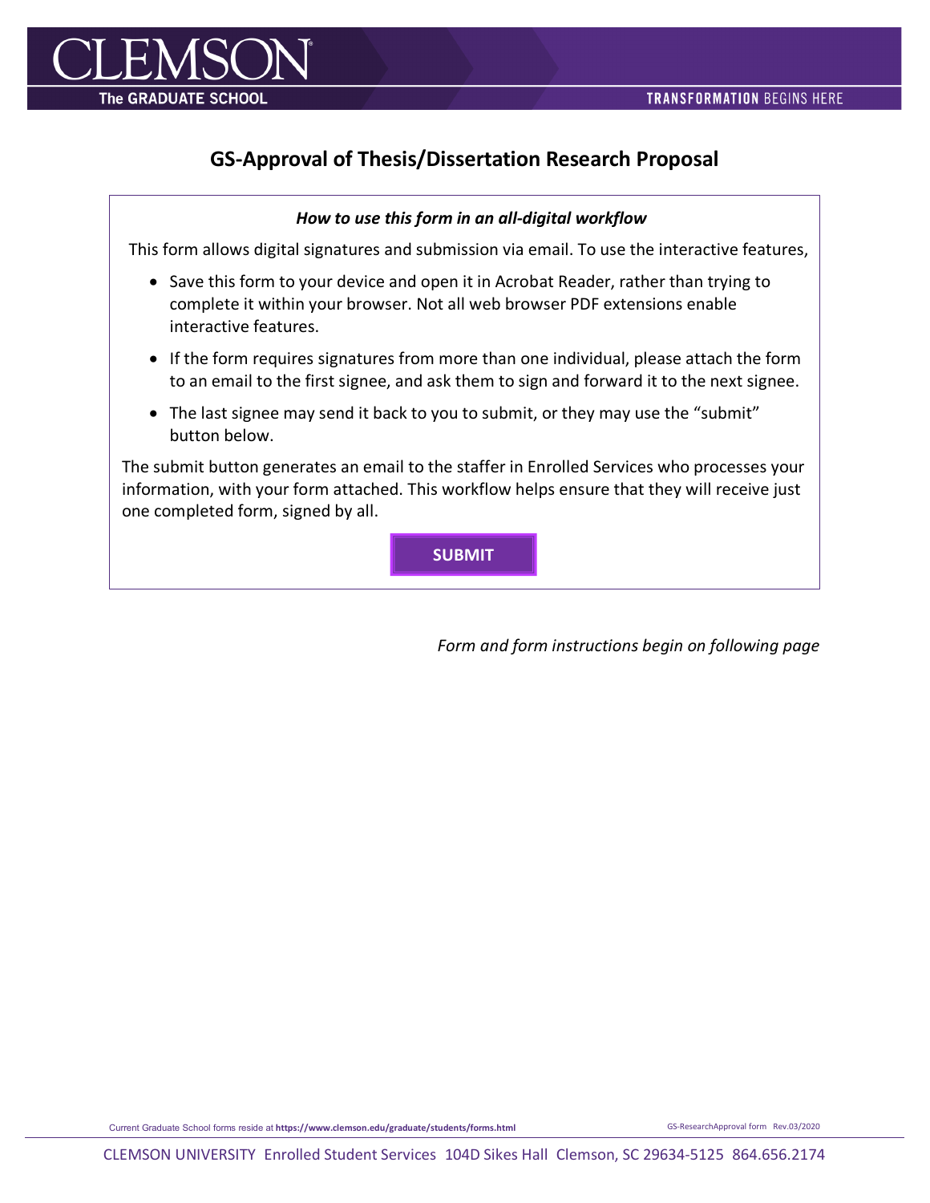# GS-Approval of Thesis/Dissertation Research Proposal

***How to use this form in an all-digital workflow***

This form allows digital signatures and submission via email. To use the interactive features,

- Save this form to your device and open it in Acrobat Reader, rather than trying to complete it within your browser. Not all web browser PDF extensions enable interactive features.
- If the form requires signatures from more than one individual, please attach the form to an email to the first signee, and ask them to sign and forward it to the next signee.
- The last signee may send it back to you to submit, or they may use the "submit" button below.

The submit button generates an email to the staffer in Enrolled Services who processes your information, with your form attached. This workflow helps ensure that they will receive just one completed form, signed by all.

**SUBMIT**

*Form and form instructions begin on following page*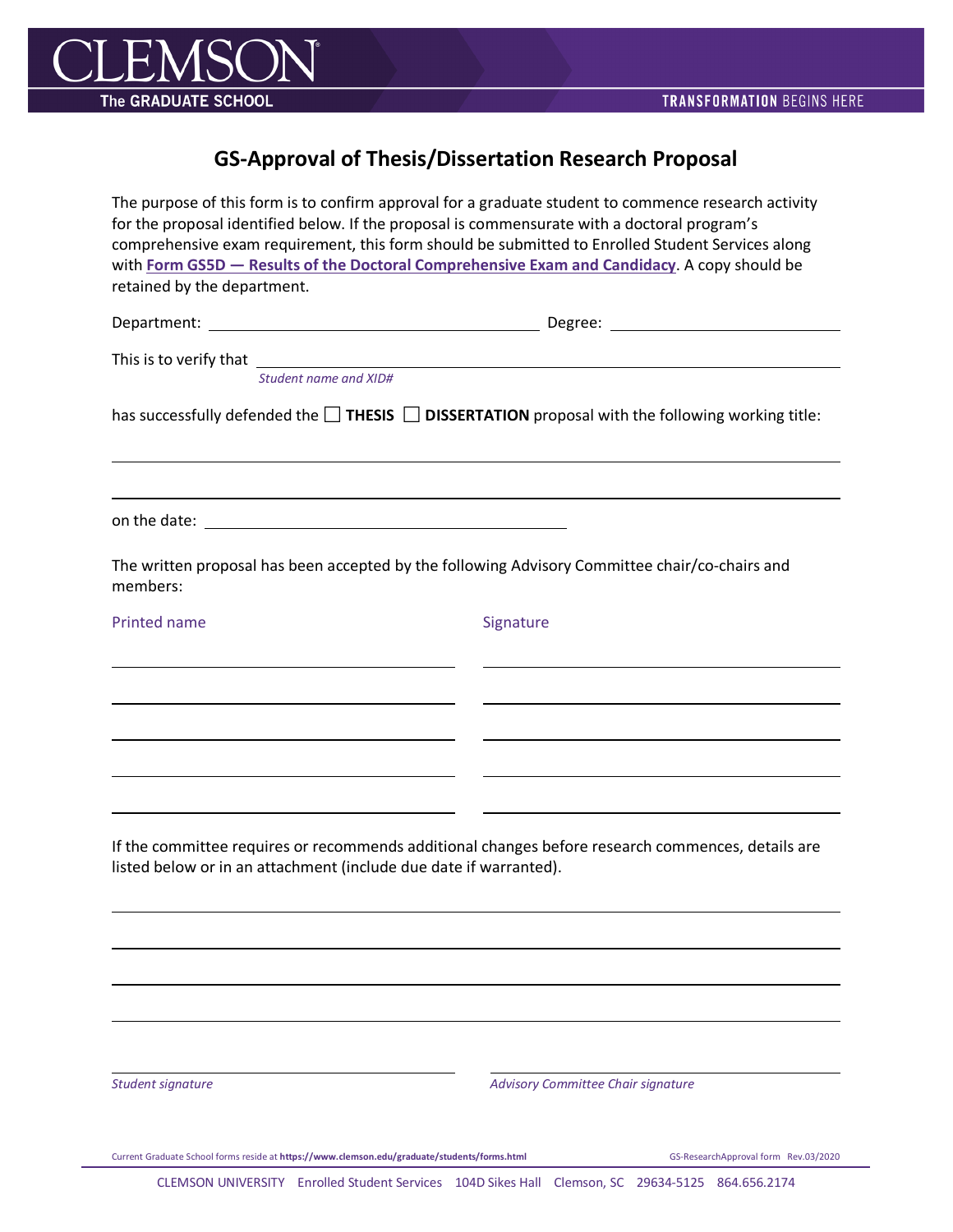CLEMSON

The GRADUATE SCHOOL

TRANSFORMATION BEGINS HERE

# GS-Approval of Thesis/Dissertation Research Proposal

The purpose of this form is to confirm approval for a graduate student to commence research activity for the proposal identified below. If the proposal is commensurate with a doctoral program's comprehensive exam requirement, this form should be submitted to Enrolled Student Services along with **Form GS5D — Results of the Doctoral Comprehensive Exam and Candidacy**. A copy should be retained by the department.

Department: ______________________________ Degree: ______________________

This is to verify that ______________________________________________
*Student name and XID#*

has successfully defended the ☐ **THESIS** ☐ **DISSERTATION** proposal with the following working title:

______________________________________________________________________

______________________________________________________________________

on the date: ______________________________

The written proposal has been accepted by the following Advisory Committee chair/co-chairs and members:

| Printed name | Signature |
|---|---|
| | |
| | |
| | |
| | |
| | |

If the committee requires or recommends additional changes before research commences, details are listed below or in an attachment (include due date if warranted).

______________________________________________________________________

______________________________________________________________________

______________________________________________________________________

______________________________________________________________________

______________________________ ______________________________
*Student signature* *Advisory Committee Chair signature*

Current Graduate School forms reside at **https://www.clemson.edu/graduate/students/forms.html** GS-ResearchApproval form Rev.03/2020

CLEMSON UNIVERSITY Enrolled Student Services 104D Sikes Hall Clemson, SC 29634-5125 864.656.2174